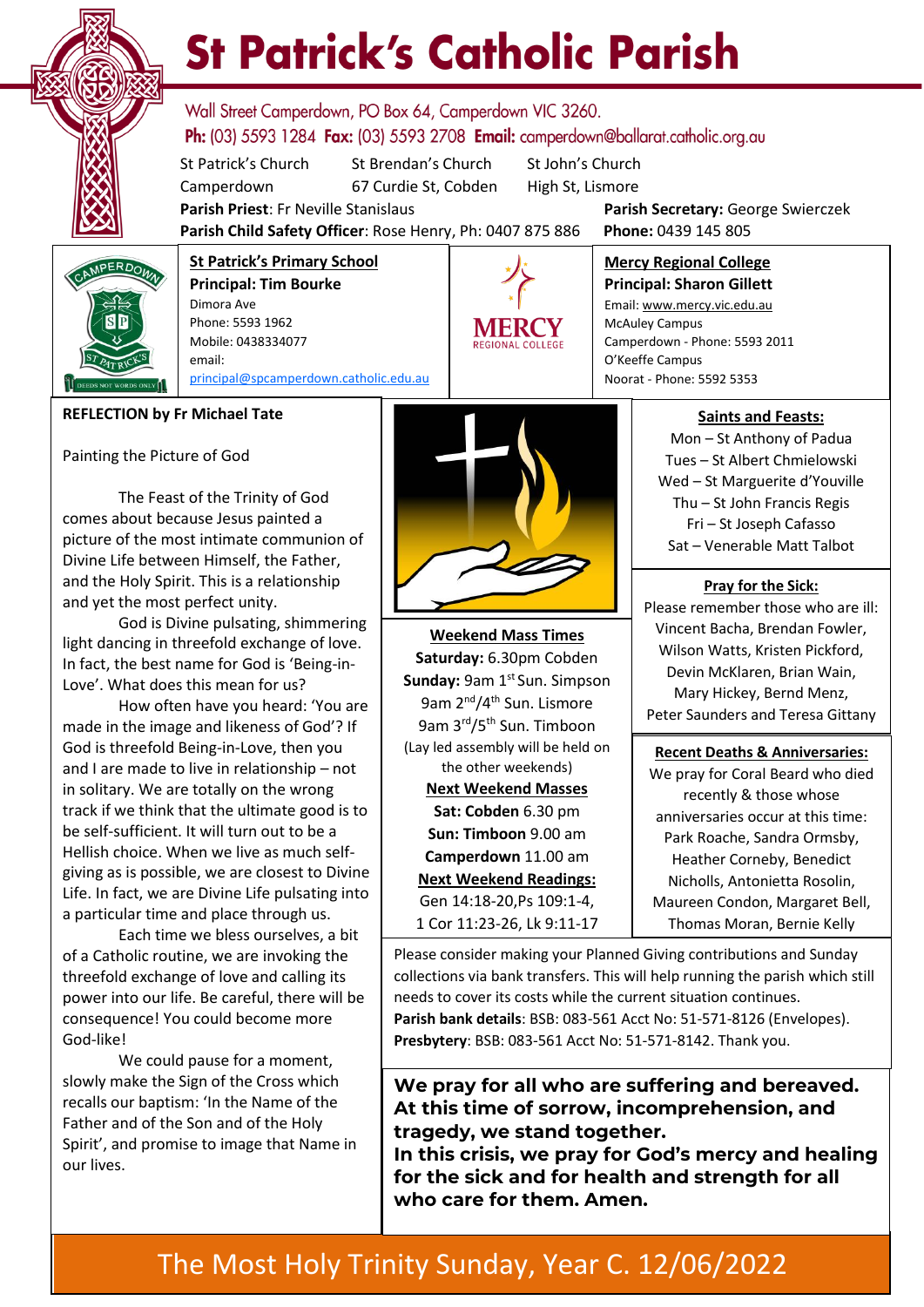# St Patrick's Catholic Parish

Wall Street Camperdown, PO Box 64, Camperdown VIC 3260.
**Ph:** (03) 5593 1284 **Fax:** (03) 5593 2708 **Email:** camperdown@ballarat.catholic.org.au

St Patrick's Church Camperdown | St Brendan's Church 67 Curdie St, Cobden | St John's Church High St, Lismore

**Parish Priest**: Fr Neville Stanislaus
**Parish Secretary:** George Swierczek
**Parish Child Safety Officer**: Rose Henry, Ph: 0407 875 886
**Phone:** 0439 145 805

**St Patrick's Primary School**
**Principal: Tim Bourke**
Dimora Ave
Phone: 5593 1962
Mobile: 0438334077
email:
principal@spcamperdown.catholic.edu.au

**Mercy Regional College**
**Principal: Sharon Gillett**
Email: www.mercy.vic.edu.au
McAuley Campus
Camperdown - Phone: 5593 2011
O'Keeffe Campus
Noorat - Phone: 5592 5353

## REFLECTION by Fr Michael Tate

Painting the Picture of God

The Feast of the Trinity of God comes about because Jesus painted a picture of the most intimate communion of Divine Life between Himself, the Father, and the Holy Spirit. This is a relationship and yet the most perfect unity.

God is Divine pulsating, shimmering light dancing in threefold exchange of love. In fact, the best name for God is 'Being-in-Love'. What does this mean for us?

How often have you heard: 'You are made in the image and likeness of God'? If God is threefold Being-in-Love, then you and I are made to live in relationship – not in solitary. We are totally on the wrong track if we think that the ultimate good is to be self-sufficient. It will turn out to be a Hellish choice. When we live as much self-giving as is possible, we are closest to Divine Life. In fact, we are Divine Life pulsating into a particular time and place through us.

Each time we bless ourselves, a bit of a Catholic routine, we are invoking the threefold exchange of love and calling its power into our life. Be careful, there will be consequence! You could become more God-like!

We could pause for a moment, slowly make the Sign of the Cross which recalls our baptism: 'In the Name of the Father and of the Son and of the Holy Spirit', and promise to image that Name in our lives.

## Weekend Mass Times

**Saturday:** 6.30pm Cobden
**Sunday:** 9am 1st Sun. Simpson
9am 2nd/4th Sun. Lismore
9am 3rd/5th Sun. Timboon
(Lay led assembly will be held on the other weekends)

**Next Weekend Masses**
**Sat: Cobden** 6.30 pm
**Sun: Timboon** 9.00 am
**Camperdown** 11.00 am

**Next Weekend Readings:**
Gen 14:18-20,Ps 109:1-4,
1 Cor 11:23-26, Lk 9:11-17

## Saints and Feasts:

Mon – St Anthony of Padua
Tues – St Albert Chmielowski
Wed – St Marguerite d'Youville
Thu – St John Francis Regis
Fri – St Joseph Cafasso
Sat – Venerable Matt Talbot

## Pray for the Sick:

Please remember those who are ill: Vincent Bacha, Brendan Fowler, Wilson Watts, Kristen Pickford, Devin McKlaren, Brian Wain, Mary Hickey, Bernd Menz, Peter Saunders and Teresa Gittany

## Recent Deaths & Anniversaries:

We pray for Coral Beard who died recently & those whose anniversaries occur at this time: Park Roache, Sandra Ormsby, Heather Corneby, Benedict Nicholls, Antonietta Rosolin, Maureen Condon, Margaret Bell, Thomas Moran, Bernie Kelly

Please consider making your Planned Giving contributions and Sunday collections via bank transfers. This will help running the parish which still needs to cover its costs while the current situation continues.
**Parish bank details**: BSB: 083-561 Acct No: 51-571-8126 (Envelopes).
**Presbytery**: BSB: 083-561 Acct No: 51-571-8142. Thank you.

**We pray for all who are suffering and bereaved. At this time of sorrow, incomprehension, and tragedy, we stand together.**
**In this crisis, we pray for God's mercy and healing for the sick and for health and strength for all who care for them. Amen.**

The Most Holy Trinity Sunday, Year C. 12/06/2022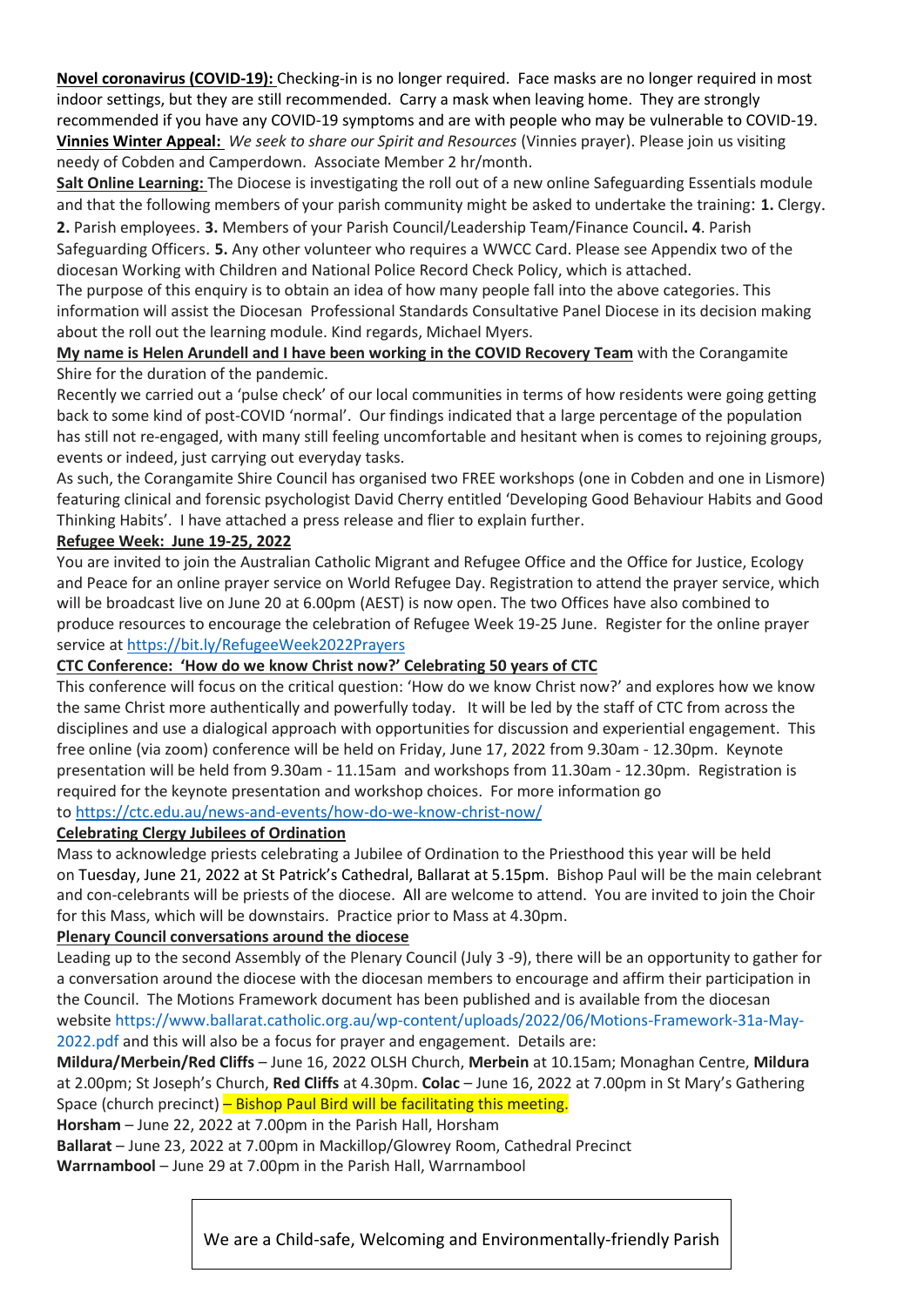**Novel coronavirus (COVID-19):** Checking-in is no longer required. Face masks are no longer required in most indoor settings, but they are still recommended. Carry a mask when leaving home. They are strongly recommended if you have any COVID-19 symptoms and are with people who may be vulnerable to COVID-19.

**Vinnies Winter Appeal:** *We seek to share our Spirit and Resources* (Vinnies prayer). Please join us visiting needy of Cobden and Camperdown. Associate Member 2 hr/month.

**Salt Online Learning:** The Diocese is investigating the roll out of a new online Safeguarding Essentials module and that the following members of your parish community might be asked to undertake the training: **1.** Clergy. **2.** Parish employees. **3.** Members of your Parish Council/Leadership Team/Finance Council**. 4**. Parish Safeguarding Officers. **5.** Any other volunteer who requires a WWCC Card. Please see Appendix two of the diocesan Working with Children and National Police Record Check Policy, which is attached.

The purpose of this enquiry is to obtain an idea of how many people fall into the above categories. This information will assist the Diocesan Professional Standards Consultative Panel Diocese in its decision making about the roll out the learning module. Kind regards, Michael Myers.

**My name is Helen Arundell and I have been working in the COVID Recovery Team** with the Corangamite Shire for the duration of the pandemic.

Recently we carried out a 'pulse check' of our local communities in terms of how residents were going getting back to some kind of post-COVID 'normal'. Our findings indicated that a large percentage of the population has still not re-engaged, with many still feeling uncomfortable and hesitant when is comes to rejoining groups, events or indeed, just carrying out everyday tasks.

As such, the Corangamite Shire Council has organised two FREE workshops (one in Cobden and one in Lismore) featuring clinical and forensic psychologist David Cherry entitled 'Developing Good Behaviour Habits and Good Thinking Habits'. I have attached a press release and flier to explain further.

**Refugee Week: June 19-25, 2022**

You are invited to join the Australian Catholic Migrant and Refugee Office and the Office for Justice, Ecology and Peace for an online prayer service on World Refugee Day. Registration to attend the prayer service, which will be broadcast live on June 20 at 6.00pm (AEST) is now open. The two Offices have also combined to produce resources to encourage the celebration of Refugee Week 19-25 June. Register for the online prayer service at https://bit.ly/RefugeeWeek2022Prayers

**CTC Conference: 'How do we know Christ now?' Celebrating 50 years of CTC**

This conference will focus on the critical question: 'How do we know Christ now?' and explores how we know the same Christ more authentically and powerfully today. It will be led by the staff of CTC from across the disciplines and use a dialogical approach with opportunities for discussion and experiential engagement. This free online (via zoom) conference will be held on Friday, June 17, 2022 from 9.30am - 12.30pm. Keynote presentation will be held from 9.30am - 11.15am and workshops from 11.30am - 12.30pm. Registration is required for the keynote presentation and workshop choices. For more information go to https://ctc.edu.au/news-and-events/how-do-we-know-christ-now/

**Celebrating Clergy Jubilees of Ordination**

Mass to acknowledge priests celebrating a Jubilee of Ordination to the Priesthood this year will be held on Tuesday, June 21, 2022 at St Patrick's Cathedral, Ballarat at 5.15pm. Bishop Paul will be the main celebrant and con-celebrants will be priests of the diocese. All are welcome to attend. You are invited to join the Choir for this Mass, which will be downstairs. Practice prior to Mass at 4.30pm.

**Plenary Council conversations around the diocese**

Leading up to the second Assembly of the Plenary Council (July 3 -9), there will be an opportunity to gather for a conversation around the diocese with the diocesan members to encourage and affirm their participation in the Council. The Motions Framework document has been published and is available from the diocesan website https://www.ballarat.catholic.org.au/wp-content/uploads/2022/06/Motions-Framework-31a-May-2022.pdf and this will also be a focus for prayer and engagement. Details are:

**Mildura/Merbein/Red Cliffs** – June 16, 2022 OLSH Church, **Merbein** at 10.15am; Monaghan Centre, **Mildura** at 2.00pm; St Joseph's Church, **Red Cliffs** at 4.30pm. **Colac** – June 16, 2022 at 7.00pm in St Mary's Gathering Space (church precinct) – Bishop Paul Bird will be facilitating this meeting.

**Horsham** – June 22, 2022 at 7.00pm in the Parish Hall, Horsham

**Ballarat** – June 23, 2022 at 7.00pm in Mackillop/Glowrey Room, Cathedral Precinct

**Warrnambool** – June 29 at 7.00pm in the Parish Hall, Warrnambool

We are a Child-safe, Welcoming and Environmentally-friendly Parish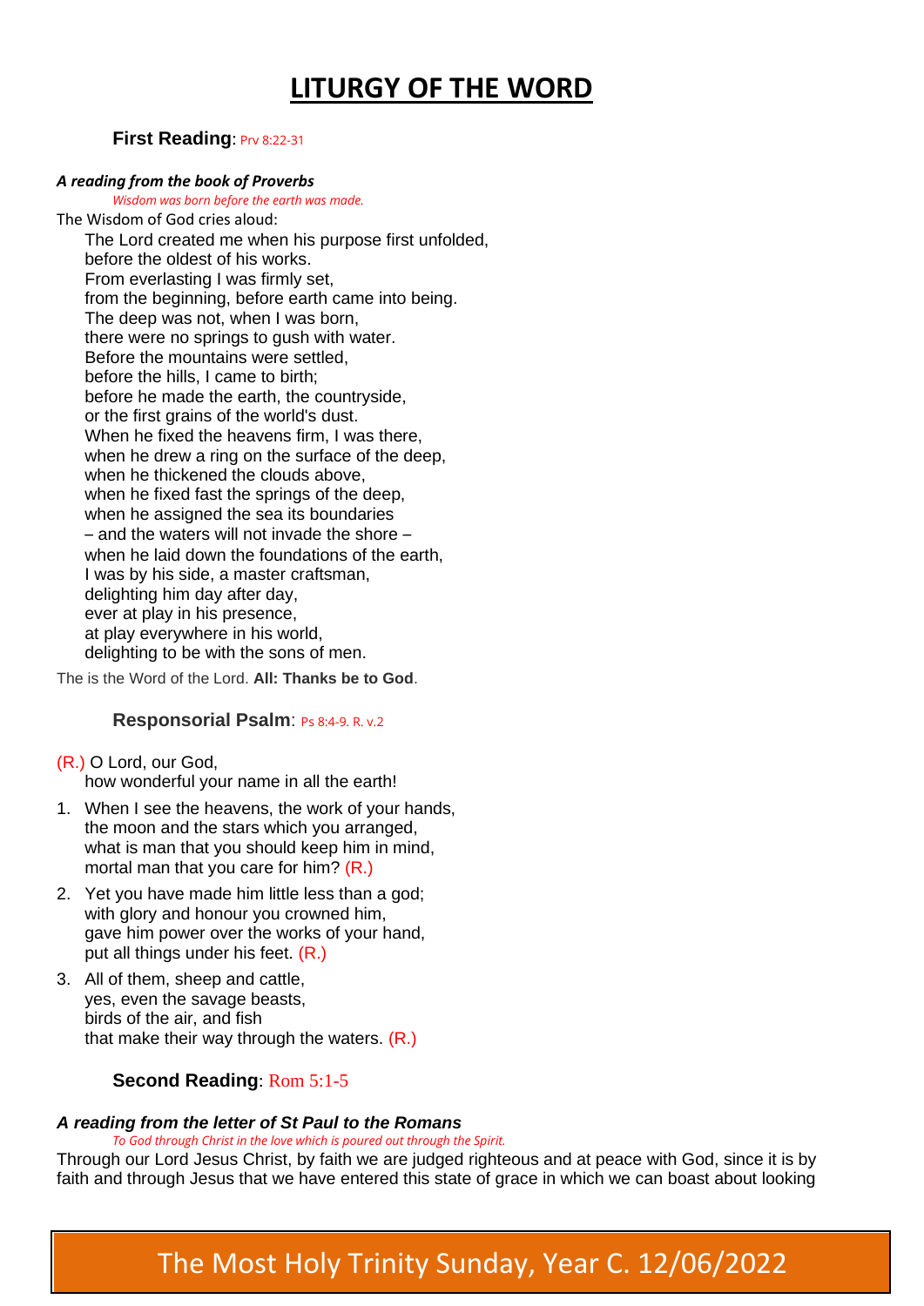# LITURGY OF THE WORD

**First Reading**: Prv 8:22-31

***A reading from the book of Proverbs***

*Wisdom was born before the earth was made.*

The Wisdom of God cries aloud:

The Lord created me when his purpose first unfolded,
before the oldest of his works.
From everlasting I was firmly set,
from the beginning, before earth came into being.
The deep was not, when I was born,
there were no springs to gush with water.
Before the mountains were settled,
before the hills, I came to birth;
before he made the earth, the countryside,
or the first grains of the world's dust.
When he fixed the heavens firm, I was there,
when he drew a ring on the surface of the deep,
when he thickened the clouds above,
when he fixed fast the springs of the deep,
when he assigned the sea its boundaries
– and the waters will not invade the shore –
when he laid down the foundations of the earth,
I was by his side, a master craftsman,
delighting him day after day,
ever at play in his presence,
at play everywhere in his world,
delighting to be with the sons of men.

The is the Word of the Lord. **All: Thanks be to God**.

**Responsorial Psalm**: Ps 8:4-9. R. v.2

(R.) O Lord, our God,
how wonderful your name in all the earth!

1. When I see the heavens, the work of your hands,
   the moon and the stars which you arranged,
   what is man that you should keep him in mind,
   mortal man that you care for him? (R.)
2. Yet you have made him little less than a god;
   with glory and honour you crowned him,
   gave him power over the works of your hand,
   put all things under his feet. (R.)
3. All of them, sheep and cattle,
   yes, even the savage beasts,
   birds of the air, and fish
   that make their way through the waters. (R.)

**Second Reading**: Rom 5:1-5

***A reading from the letter of St Paul to the Romans***

*To God through Christ in the love which is poured out through the Spirit.*

Through our Lord Jesus Christ, by faith we are judged righteous and at peace with God, since it is by faith and through Jesus that we have entered this state of grace in which we can boast about looking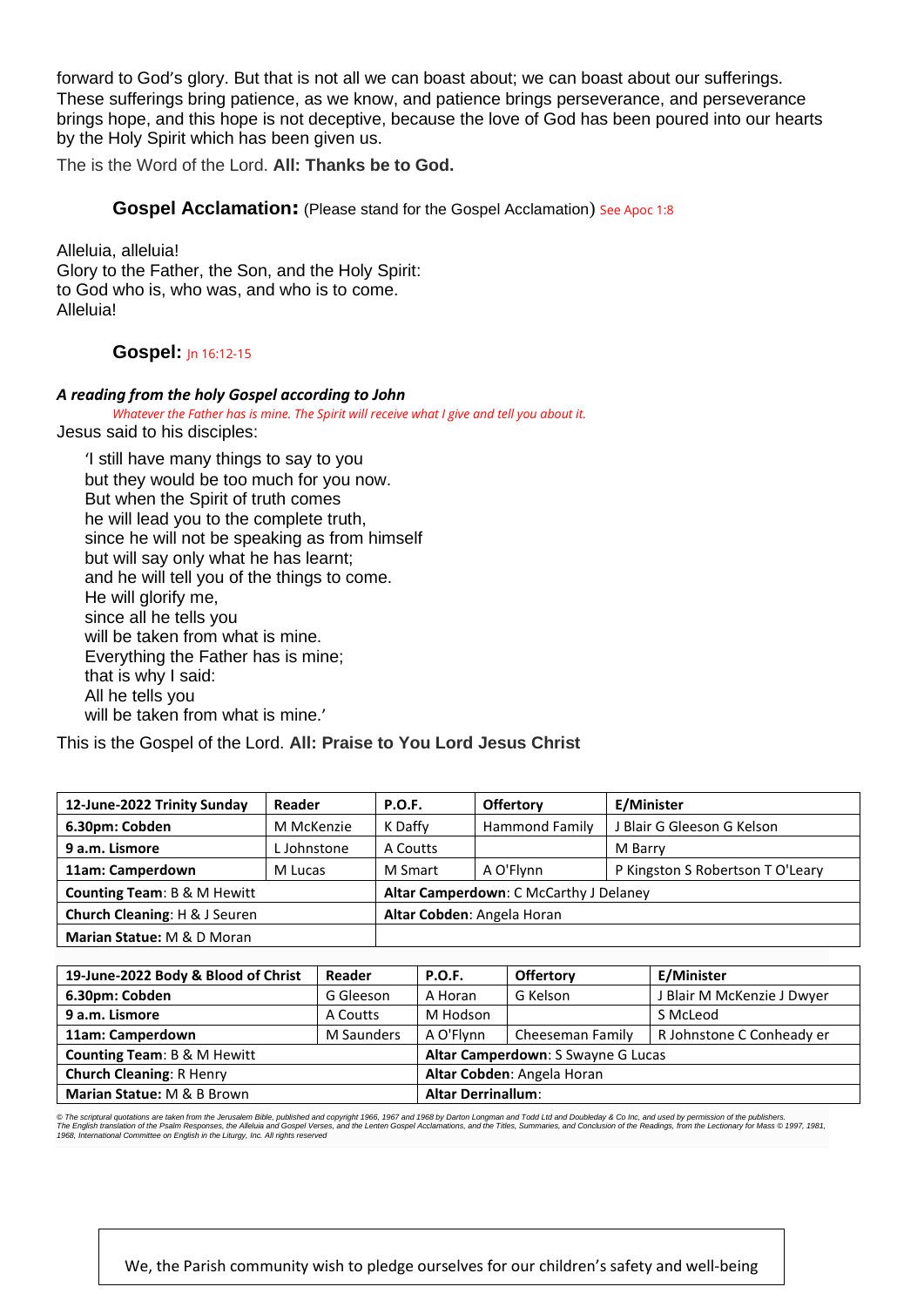forward to God's glory. But that is not all we can boast about; we can boast about our sufferings. These sufferings bring patience, as we know, and patience brings perseverance, and perseverance brings hope, and this hope is not deceptive, because the love of God has been poured into our hearts by the Holy Spirit which has been given us.

The is the Word of the Lord. **All: Thanks be to God.**

**Gospel Acclamation:** (Please stand for the Gospel Acclamation) See Apoc 1:8

Alleluia, alleluia!
Glory to the Father, the Son, and the Holy Spirit:
to God who is, who was, and who is to come.
Alleluia!

**Gospel:** Jn 16:12-15

***A reading from the holy Gospel according to John***

*Whatever the Father has is mine. The Spirit will receive what I give and tell you about it.*

Jesus said to his disciples:

'I still have many things to say to you
but they would be too much for you now.
But when the Spirit of truth comes
he will lead you to the complete truth,
since he will not be speaking as from himself
but will say only what he has learnt;
and he will tell you of the things to come.
He will glorify me,
since all he tells you
will be taken from what is mine.
Everything the Father has is mine;
that is why I said:
All he tells you
will be taken from what is mine.'

This is the Gospel of the Lord. **All: Praise to You Lord Jesus Christ**

| 12-June-2022 Trinity Sunday | Reader | P.O.F. | Offertory | E/Minister |
|---|---|---|---|---|
| **6.30pm: Cobden** | M McKenzie | K Daffy | Hammond Family | J Blair G Gleeson G Kelson |
| **9 a.m. Lismore** | L Johnstone | A Coutts | | M Barry |
| **11am: Camperdown** | M Lucas | M Smart | A O'Flynn | P Kingston S Robertson T O'Leary |
| **Counting Team**: B & M Hewitt | | **Altar Camperdown**: C McCarthy J Delaney | | |
| **Church Cleaning**: H & J Seuren | | **Altar Cobden**: Angela Horan | | |
| **Marian Statue:** M & D Moran | | | | |

| 19-June-2022 Body & Blood of Christ | Reader | P.O.F. | Offertory | E/Minister |
|---|---|---|---|---|
| **6.30pm: Cobden** | G Gleeson | A Horan | G Kelson | J Blair M McKenzie J Dwyer |
| **9 a.m. Lismore** | A Coutts | M Hodson | | S McLeod |
| **11am: Camperdown** | M Saunders | A O'Flynn | Cheeseman Family | R Johnstone C Conheady er |
| **Counting Team**: B & M Hewitt | | **Altar Camperdown**: S Swayne G Lucas | | |
| **Church Cleaning**: R Henry | | **Altar Cobden**: Angela Horan | | |
| **Marian Statue:** M & B Brown | | **Altar Derrinallum**: | | |

*© The scriptural quotations are taken from the Jerusalem Bible, published and copyright 1966, 1967 and 1968 by Darton Longman and Todd Ltd and Doubleday & Co Inc, and used by permission of the publishers. The English translation of the Psalm Responses, the Alleluia and Gospel Verses, and the Lenten Gospel Acclamations, and the Titles, Summaries, and Conclusion of the Readings, from the Lectionary for Mass © 1997, 1981, 1968, International Committee on English in the Liturgy, Inc. All rights reserved*

We, the Parish community wish to pledge ourselves for our children's safety and well-being